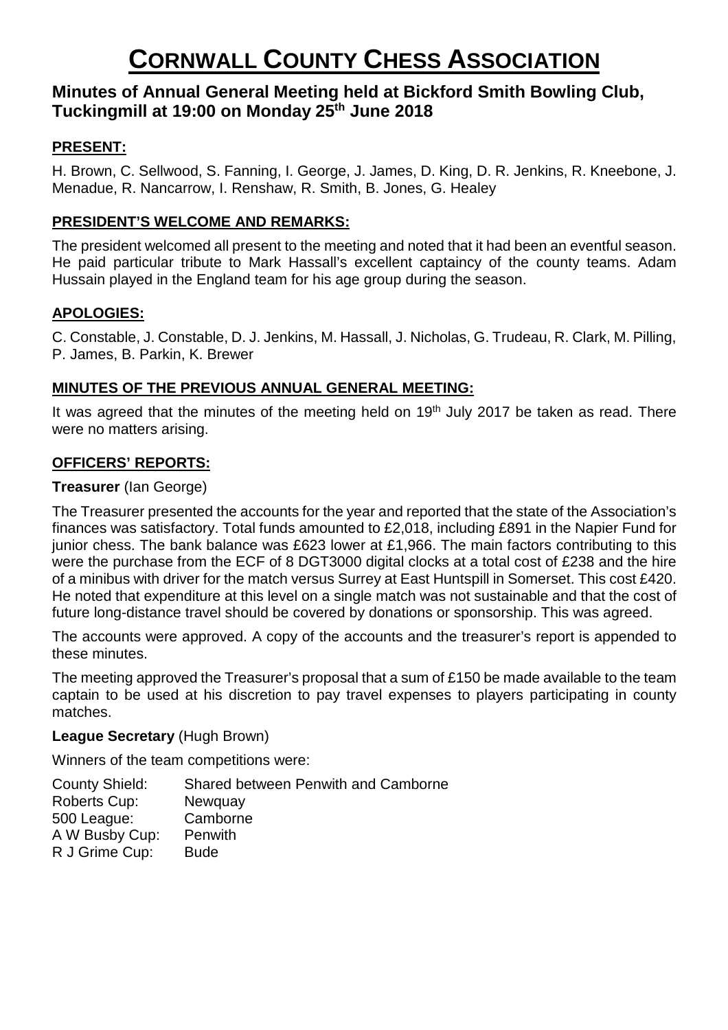# CORNWALL COUNTY CHESS ASSOCIATION

## Minutes of Annual General Meeting held at Bickford Smith Bowling Club, Tuckingmill at 19:00 on Monday 25th June 2018

### PRESENT:

H. Brown, C. Sellwood, S. Fanning, I. George, J. James, D. King, D. R. Jenkins, R. Kneebone, J. Menadue, R. Nancarrow, I. Renshaw, R. Smith, B. Jones, G. Healey

### PRESIDENT'S WELCOME AND REMARKS:

The president welcomed all present to the meeting and noted that it had been an eventful season. He paid particular tribute to Mark Hassall's excellent captaincy of the county teams. Adam Hussain played in the England team for his age group during the season.

### APOLOGIES:

C. Constable, J. Constable, D. J. Jenkins, M. Hassall, J. Nicholas, G. Trudeau, R. Clark, M. Pilling, P. James, B. Parkin, K. Brewer

### MINUTES OF THE PREVIOUS ANNUAL GENERAL MEETING:

It was agreed that the minutes of the meeting held on 19th July 2017 be taken as read. There were no matters arising.

### OFFICERS' REPORTS:

**Treasurer** (Ian George)

The Treasurer presented the accounts for the year and reported that the state of the Association's finances was satisfactory. Total funds amounted to £2,018, including £891 in the Napier Fund for junior chess. The bank balance was £623 lower at £1,966. The main factors contributing to this were the purchase from the ECF of 8 DGT3000 digital clocks at a total cost of £238 and the hire of a minibus with driver for the match versus Surrey at East Huntspill in Somerset. This cost £420. He noted that expenditure at this level on a single match was not sustainable and that the cost of future long-distance travel should be covered by donations or sponsorship. This was agreed.

The accounts were approved. A copy of the accounts and the treasurer's report is appended to these minutes.

The meeting approved the Treasurer's proposal that a sum of £150 be made available to the team captain to be used at his discretion to pay travel expenses to players participating in county matches.

**League Secretary** (Hugh Brown)

Winners of the team competitions were:

| | |
|---|---|
| County Shield: | Shared between Penwith and Camborne |
| Roberts Cup: | Newquay |
| 500 League: | Camborne |
| A W Busby Cup: | Penwith |
| R J Grime Cup: | Bude |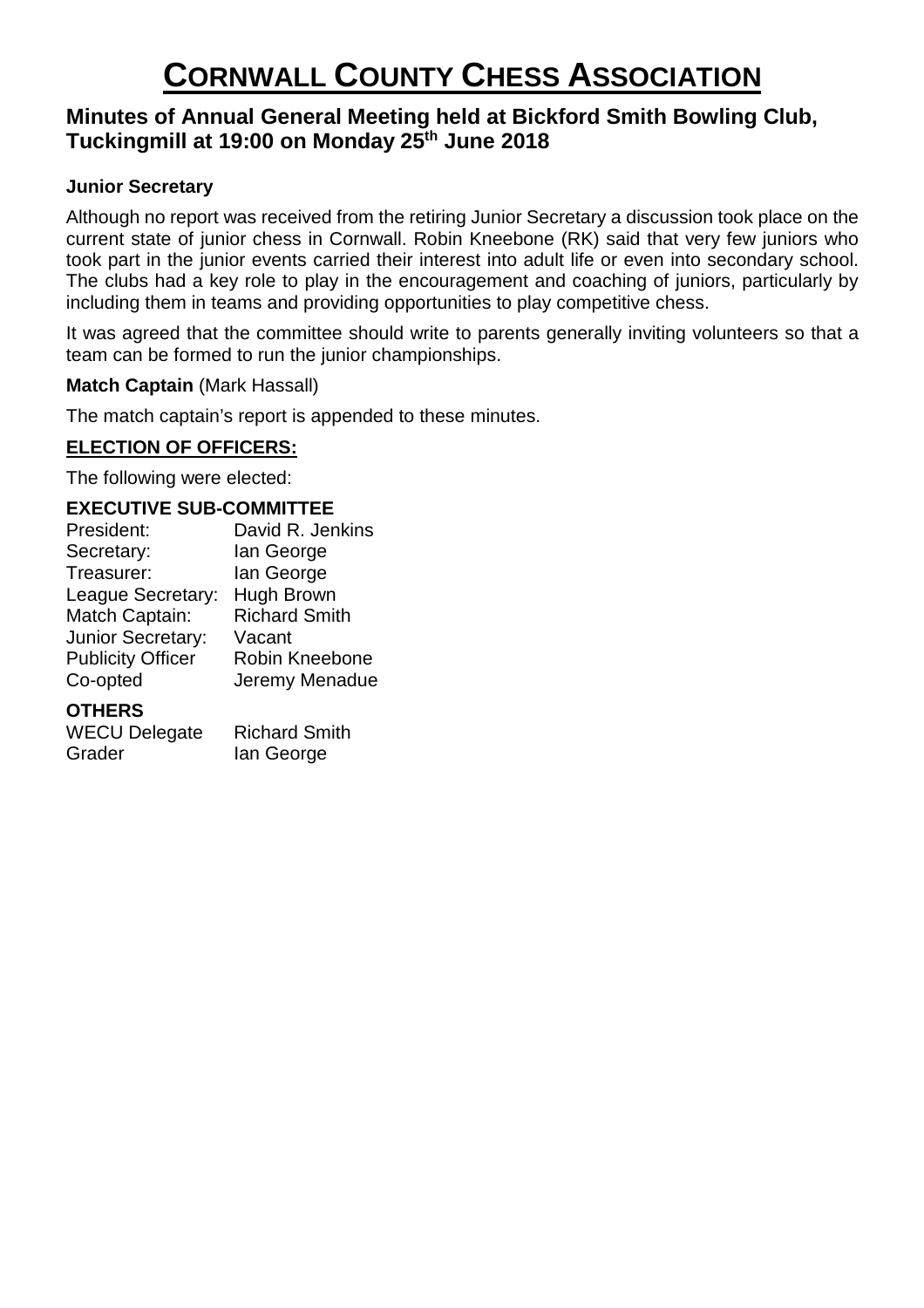# CORNWALL COUNTY CHESS ASSOCIATION

## Minutes of Annual General Meeting held at Bickford Smith Bowling Club, Tuckingmill at 19:00 on Monday 25th June 2018

**Junior Secretary**

Although no report was received from the retiring Junior Secretary a discussion took place on the current state of junior chess in Cornwall. Robin Kneebone (RK) said that very few juniors who took part in the junior events carried their interest into adult life or even into secondary school. The clubs had a key role to play in the encouragement and coaching of juniors, particularly by including them in teams and providing opportunities to play competitive chess.

It was agreed that the committee should write to parents generally inviting volunteers so that a team can be formed to run the junior championships.

**Match Captain** (Mark Hassall)

The match captain's report is appended to these minutes.

**ELECTION OF OFFICERS:**

The following were elected:

**EXECUTIVE SUB-COMMITTEE**

| | |
|---|---|
| President: | David R. Jenkins |
| Secretary: | Ian George |
| Treasurer: | Ian George |
| League Secretary: | Hugh Brown |
| Match Captain: | Richard Smith |
| Junior Secretary: | Vacant |
| Publicity Officer | Robin Kneebone |
| Co-opted | Jeremy Menadue |

**OTHERS**

| | |
|---|---|
| WECU Delegate | Richard Smith |
| Grader | Ian George |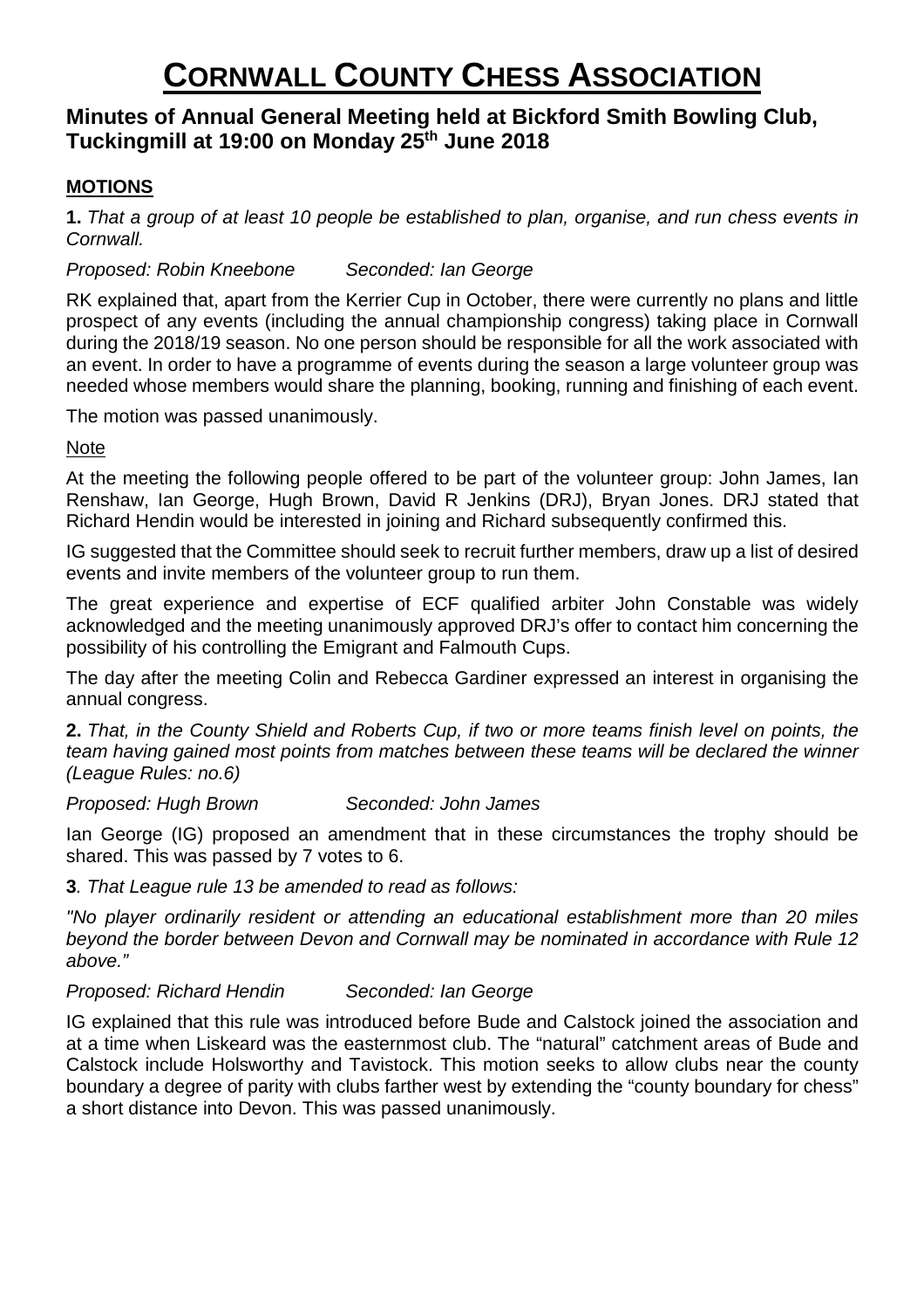# CORNWALL COUNTY CHESS ASSOCIATION

## Minutes of Annual General Meeting held at Bickford Smith Bowling Club, Tuckingmill at 19:00 on Monday 25th June 2018

### MOTIONS

**1.** *That a group of at least 10 people be established to plan, organise, and run chess events in Cornwall.*

*Proposed: Robin Kneebone  Seconded: Ian George*

RK explained that, apart from the Kerrier Cup in October, there were currently no plans and little prospect of any events (including the annual championship congress) taking place in Cornwall during the 2018/19 season. No one person should be responsible for all the work associated with an event. In order to have a programme of events during the season a large volunteer group was needed whose members would share the planning, booking, running and finishing of each event.

The motion was passed unanimously.

Note

At the meeting the following people offered to be part of the volunteer group: John James, Ian Renshaw, Ian George, Hugh Brown, David R Jenkins (DRJ), Bryan Jones. DRJ stated that Richard Hendin would be interested in joining and Richard subsequently confirmed this.

IG suggested that the Committee should seek to recruit further members, draw up a list of desired events and invite members of the volunteer group to run them.

The great experience and expertise of ECF qualified arbiter John Constable was widely acknowledged and the meeting unanimously approved DRJ's offer to contact him concerning the possibility of his controlling the Emigrant and Falmouth Cups.

The day after the meeting Colin and Rebecca Gardiner expressed an interest in organising the annual congress.

**2.** *That, in the County Shield and Roberts Cup, if two or more teams finish level on points, the team having gained most points from matches between these teams will be declared the winner (League Rules: no.6)*

*Proposed: Hugh Brown  Seconded: John James*

Ian George (IG) proposed an amendment that in these circumstances the trophy should be shared. This was passed by 7 votes to 6.

**3**. *That League rule 13 be amended to read as follows:*

*"No player ordinarily resident or attending an educational establishment more than 20 miles beyond the border between Devon and Cornwall may be nominated in accordance with Rule 12 above."*

*Proposed: Richard Hendin  Seconded: Ian George*

IG explained that this rule was introduced before Bude and Calstock joined the association and at a time when Liskeard was the easternmost club. The "natural" catchment areas of Bude and Calstock include Holsworthy and Tavistock. This motion seeks to allow clubs near the county boundary a degree of parity with clubs farther west by extending the "county boundary for chess" a short distance into Devon. This was passed unanimously.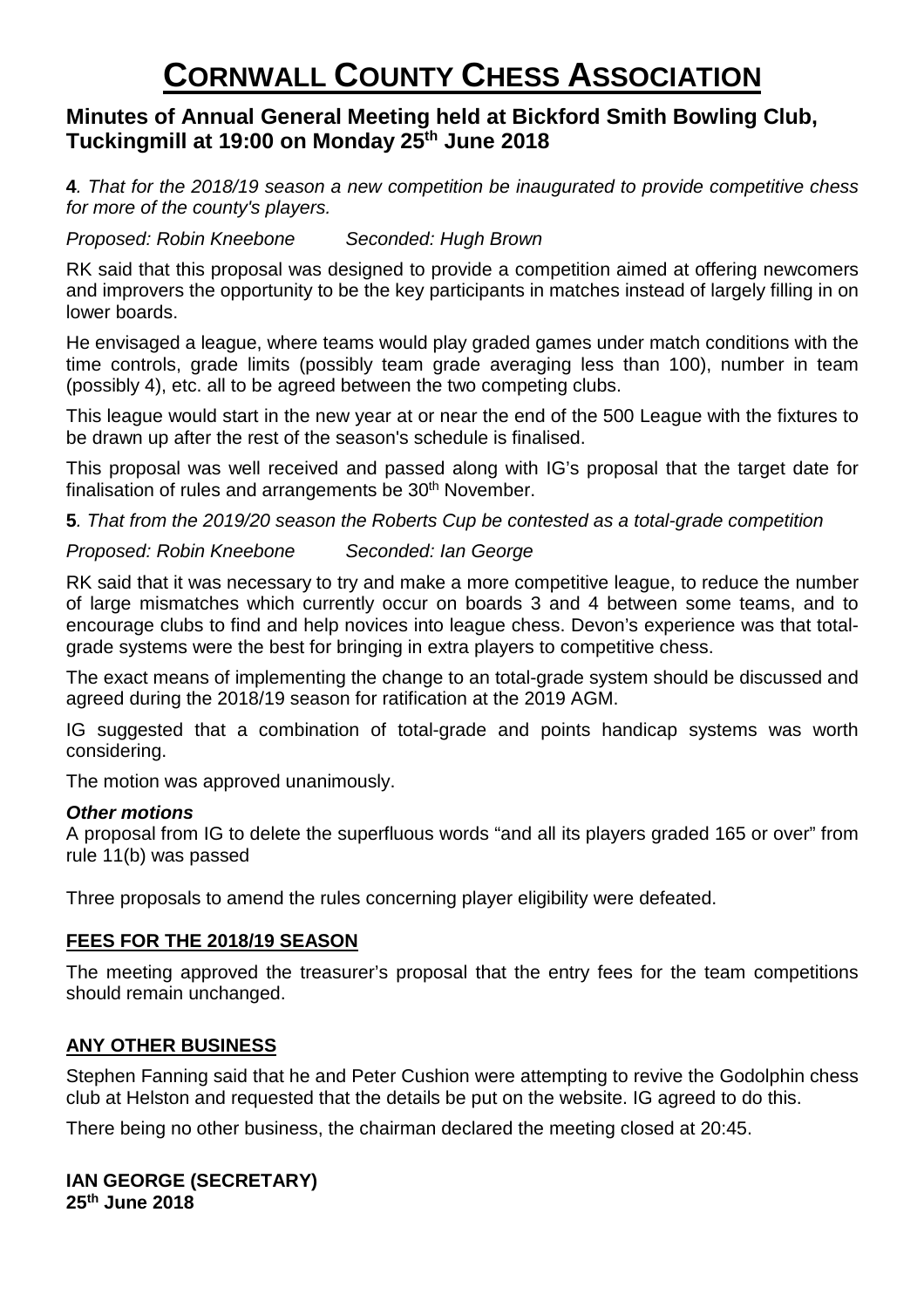# CORNWALL COUNTY CHESS ASSOCIATION

## Minutes of Annual General Meeting held at Bickford Smith Bowling Club, Tuckingmill at 19:00 on Monday 25th June 2018

**4**. *That for the 2018/19 season a new competition be inaugurated to provide competitive chess for more of the county's players.*

*Proposed: Robin Kneebone Seconded: Hugh Brown*

RK said that this proposal was designed to provide a competition aimed at offering newcomers and improvers the opportunity to be the key participants in matches instead of largely filling in on lower boards.

He envisaged a league, where teams would play graded games under match conditions with the time controls, grade limits (possibly team grade averaging less than 100), number in team (possibly 4), etc. all to be agreed between the two competing clubs.

This league would start in the new year at or near the end of the 500 League with the fixtures to be drawn up after the rest of the season's schedule is finalised.

This proposal was well received and passed along with IG's proposal that the target date for finalisation of rules and arrangements be 30th November.

**5**. *That from the 2019/20 season the Roberts Cup be contested as a total-grade competition*

*Proposed: Robin Kneebone Seconded: Ian George*

RK said that it was necessary to try and make a more competitive league, to reduce the number of large mismatches which currently occur on boards 3 and 4 between some teams, and to encourage clubs to find and help novices into league chess. Devon's experience was that total-grade systems were the best for bringing in extra players to competitive chess.

The exact means of implementing the change to an total-grade system should be discussed and agreed during the 2018/19 season for ratification at the 2019 AGM.

IG suggested that a combination of total-grade and points handicap systems was worth considering.

The motion was approved unanimously.

***Other motions***

A proposal from IG to delete the superfluous words "and all its players graded 165 or over" from rule 11(b) was passed

Three proposals to amend the rules concerning player eligibility were defeated.

### FEES FOR THE 2018/19 SEASON

The meeting approved the treasurer's proposal that the entry fees for the team competitions should remain unchanged.

### ANY OTHER BUSINESS

Stephen Fanning said that he and Peter Cushion were attempting to revive the Godolphin chess club at Helston and requested that the details be put on the website. IG agreed to do this.

There being no other business, the chairman declared the meeting closed at 20:45.

**IAN GEORGE (SECRETARY)**
**25th June 2018**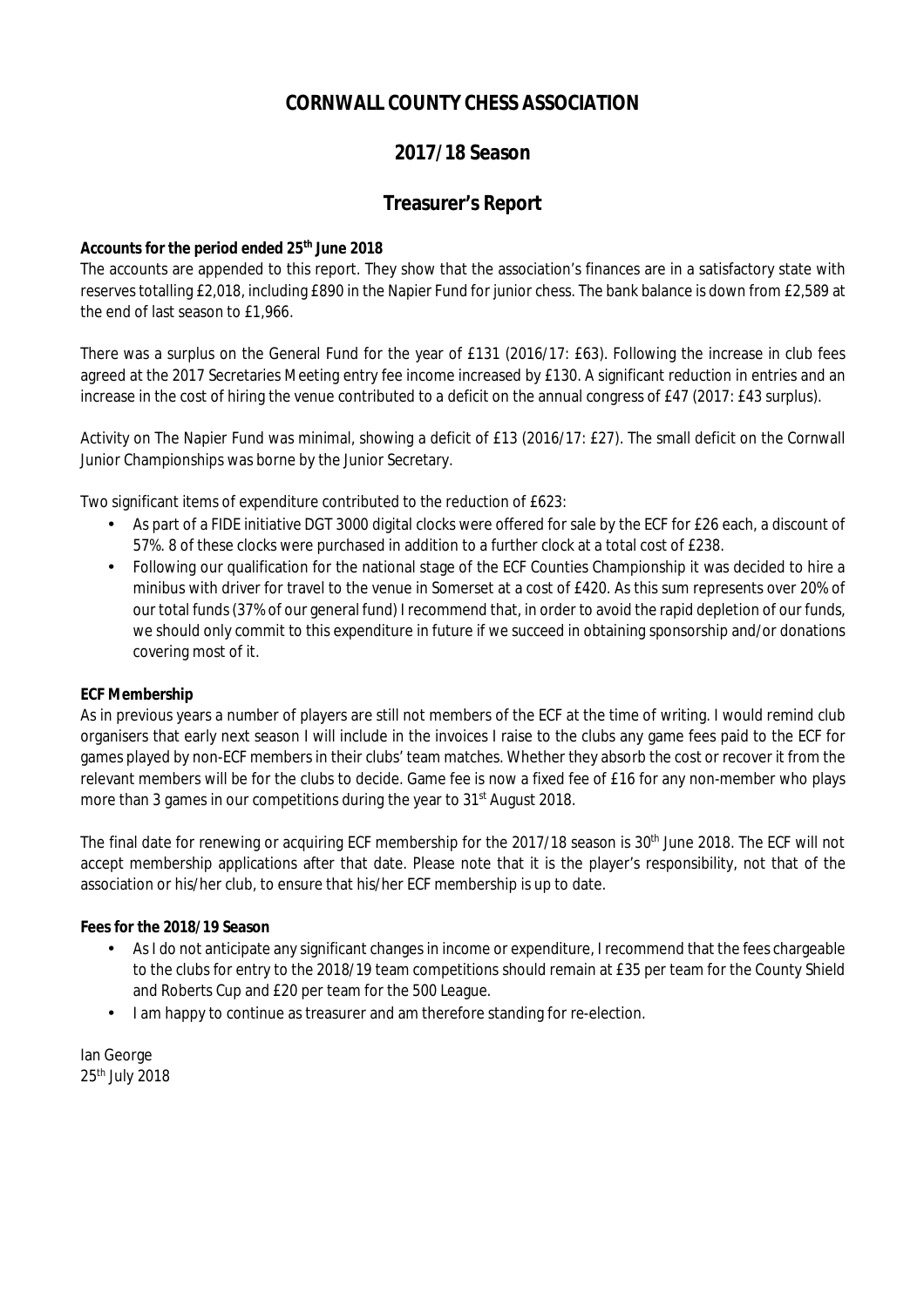# CORNWALL COUNTY CHESS ASSOCIATION

## 2017/18 Season

## Treasurer's Report

**Accounts for the period ended 25th June 2018**

The accounts are appended to this report. They show that the association's finances are in a satisfactory state with reserves totalling £2,018, including £890 in the Napier Fund for junior chess. The bank balance is down from £2,589 at the end of last season to £1,966.

There was a surplus on the General Fund for the year of £131 (2016/17: £63). Following the increase in club fees agreed at the 2017 Secretaries Meeting entry fee income increased by £130. A significant reduction in entries and an increase in the cost of hiring the venue contributed to a deficit on the annual congress of £47 (2017: £43 surplus).

Activity on The Napier Fund was minimal, showing a deficit of £13 (2016/17: £27). The small deficit on the Cornwall Junior Championships was borne by the Junior Secretary.

Two significant items of expenditure contributed to the reduction of £623:

- As part of a FIDE initiative DGT 3000 digital clocks were offered for sale by the ECF for £26 each, a discount of 57%. 8 of these clocks were purchased in addition to a further clock at a total cost of £238.
- Following our qualification for the national stage of the ECF Counties Championship it was decided to hire a minibus with driver for travel to the venue in Somerset at a cost of £420. As this sum represents over 20% of our total funds (37% of our general fund) I recommend that, in order to avoid the rapid depletion of our funds, we should only commit to this expenditure in future if we succeed in obtaining sponsorship and/or donations covering most of it.

**ECF Membership**

As in previous years a number of players are still not members of the ECF at the time of writing. I would remind club organisers that early next season I will include in the invoices I raise to the clubs any game fees paid to the ECF for games played by non-ECF members in their clubs' team matches. Whether they absorb the cost or recover it from the relevant members will be for the clubs to decide. Game fee is now a fixed fee of £16 for any non-member who plays more than 3 games in our competitions during the year to 31st August 2018.

The final date for renewing or acquiring ECF membership for the 2017/18 season is 30th June 2018. The ECF will not accept membership applications after that date. Please note that it is the player's responsibility, not that of the association or his/her club, to ensure that his/her ECF membership is up to date.

**Fees for the 2018/19 Season**

- As I do not anticipate any significant changes in income or expenditure, I recommend that the fees chargeable to the clubs for entry to the 2018/19 team competitions should remain at £35 per team for the County Shield and Roberts Cup and £20 per team for the 500 League.
- I am happy to continue as treasurer and am therefore standing for re-election.

Ian George
25th July 2018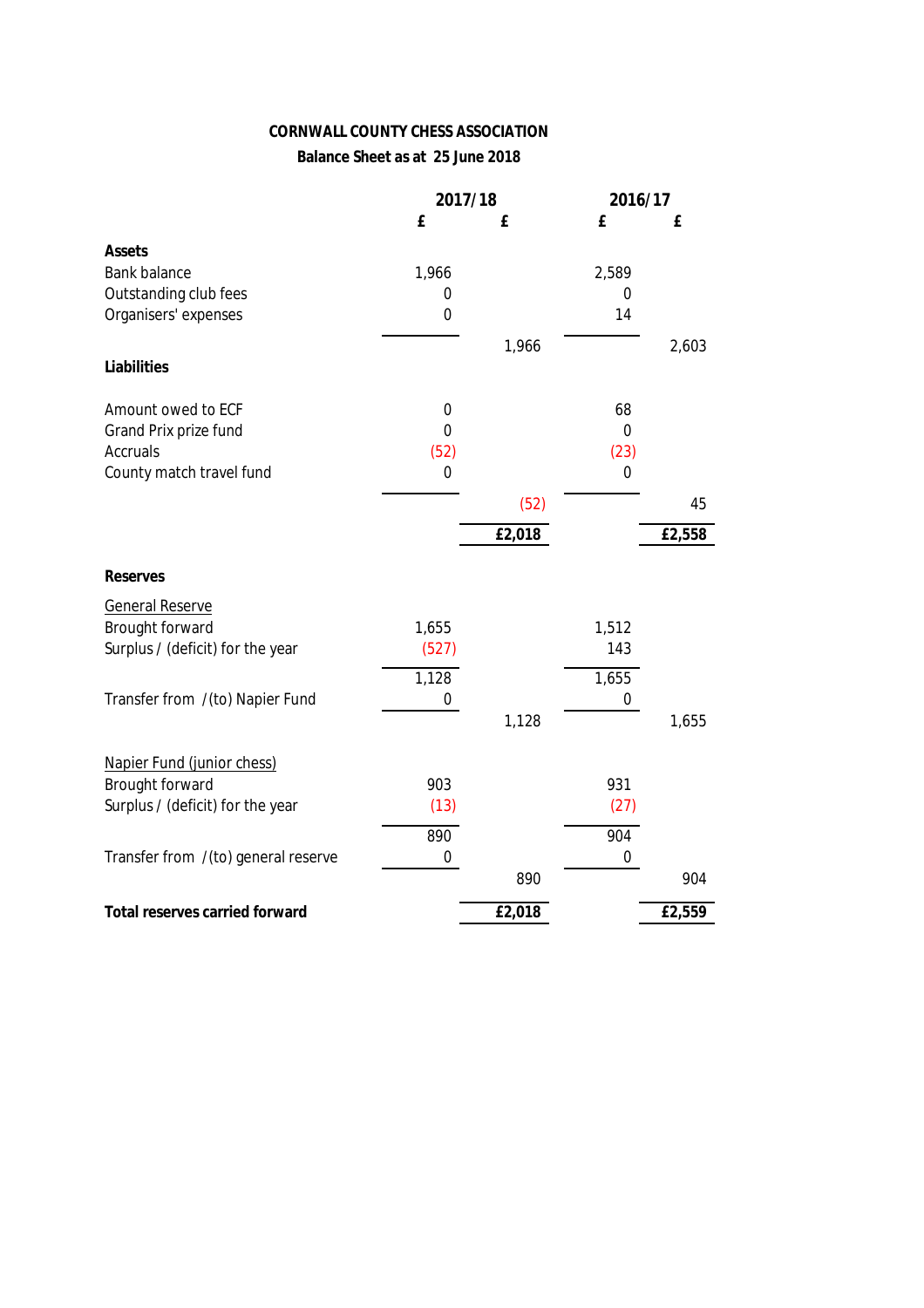**CORNWALL COUNTY CHESS ASSOCIATION**

**Balance Sheet as at 25 June 2018**

| | 2017/18 | | 2016/17 | |
|---|---|---|---|---|
| | £ | £ | £ | £ |
| **Assets** | | | | |
| Bank balance | 1,966 | | 2,589 | |
| Outstanding club fees | 0 | | 0 | |
| Organisers' expenses | 0 | | 14 | |
| | | 1,966 | | 2,603 |
| **Liabilities** | | | | |
| Amount owed to ECF | 0 | | 68 | |
| Grand Prix prize fund | 0 | | 0 | |
| Accruals | (52) | | (23) | |
| County match travel fund | 0 | | 0 | |
| | | (52) | | 45 |
| | | **£2,018** | | **£2,558** |
| **Reserves** | | | | |
| General Reserve | | | | |
| Brought forward | 1,655 | | 1,512 | |
| Surplus / (deficit) for the year | (527) | | 143 | |
| | 1,128 | | 1,655 | |
| Transfer from / (to) Napier Fund | 0 | | 0 | |
| | | 1,128 | | 1,655 |
| Napier Fund (junior chess) | | | | |
| Brought forward | 903 | | 931 | |
| Surplus / (deficit) for the year | (13) | | (27) | |
| | 890 | | 904 | |
| Transfer from / (to) general reserve | 0 | | 0 | |
| | | 890 | | 904 |
| **Total reserves carried forward** | | **£2,018** | | **£2,559** |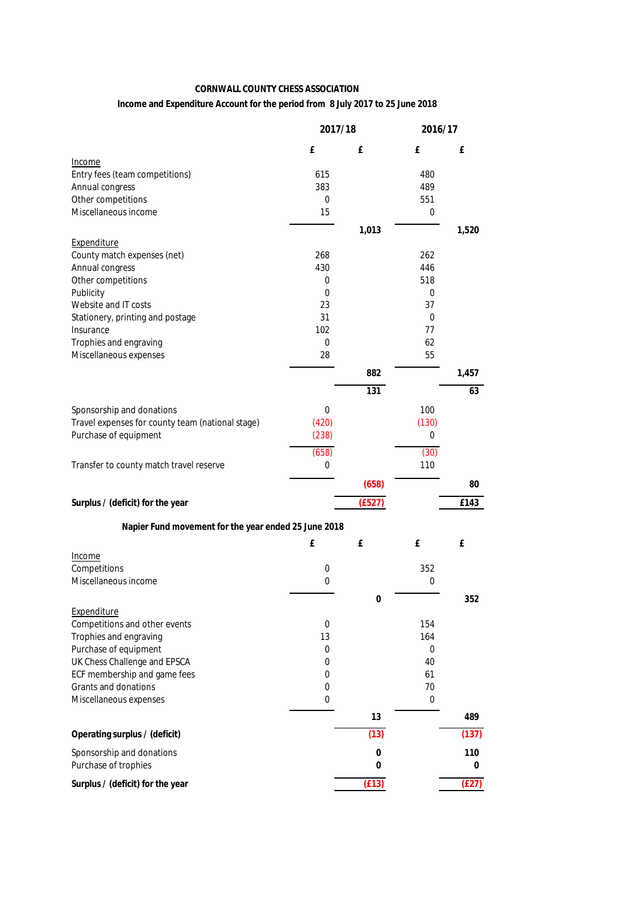**CORNWALL COUNTY CHESS ASSOCIATION**

**Income and Expenditure Account for the period from 8 July 2017 to 25 June 2018**

| | 2017/18 | | 2016/17 | |
|---|---|---|---|---|
| | £ | £ | £ | £ |
| Income | | | | |
| Entry fees (team competitions) | 615 | | 480 | |
| Annual congress | 383 | | 489 | |
| Other competitions | 0 | | 551 | |
| Miscellaneous income | 15 | | 0 | |
| | | **1,013** | | **1,520** |
| Expenditure | | | | |
| County match expenses (net) | 268 | | 262 | |
| Annual congress | 430 | | 446 | |
| Other competitions | 0 | | 518 | |
| Publicity | 0 | | 0 | |
| Website and IT costs | 23 | | 37 | |
| Stationery, printing and postage | 31 | | 0 | |
| Insurance | 102 | | 77 | |
| Trophies and engraving | 0 | | 62 | |
| Miscellaneous expenses | 28 | | 55 | |
| | | **882** | | **1,457** |
| | | **131** | | **63** |
| Sponsorship and donations | 0 | | 100 | |
| Travel expenses for county team (national stage) | (420) | | (130) | |
| Purchase of equipment | (238) | | 0 | |
| | (658) | | (30) | |
| Transfer to county match travel reserve | 0 | | 110 | |
| | | **(658)** | | **80** |
| **Surplus / (deficit) for the year** | | **(£527)** | | **£143** |

**Napier Fund movement for the year ended 25 June 2018**

| | £ | £ | £ | £ |
|---|---|---|---|---|
| Income | | | | |
| Competitions | 0 | | 352 | |
| Miscellaneous income | 0 | | 0 | |
| | | **0** | | **352** |
| Expenditure | | | | |
| Competitions and other events | 0 | | 154 | |
| Trophies and engraving | 13 | | 164 | |
| Purchase of equipment | 0 | | 0 | |
| UK Chess Challenge and EPSCA | 0 | | 40 | |
| ECF membership and game fees | 0 | | 61 | |
| Grants and donations | 0 | | 70 | |
| Miscellaneous expenses | 0 | | 0 | |
| | | **13** | | **489** |
| **Operating surplus / (deficit)** | | **(13)** | | **(137)** |
| Sponsorship and donations | | **0** | | **110** |
| Purchase of trophies | | **0** | | **0** |
| **Surplus / (deficit) for the year** | | **(£13)** | | **(£27)** |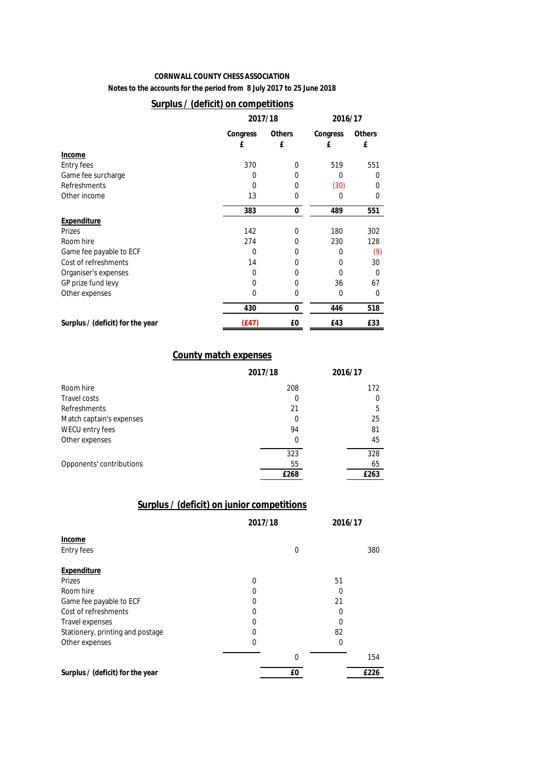**CORNWALL COUNTY CHESS ASSOCIATION**

**Notes to the accounts for the period from 8 July 2017 to 25 June 2018**

## Surplus / (deficit) on competitions

| | 2017/18 | | 2016/17 | |
|---|---|---|---|---|
| | Congress £ | Others £ | Congress £ | Others £ |
| **Income** | | | | |
| Entry fees | 370 | 0 | 519 | 551 |
| Game fee surcharge | 0 | 0 | 0 | 0 |
| Refreshments | 0 | 0 | (30) | 0 |
| Other income | 13 | 0 | 0 | 0 |
| | **383** | **0** | **489** | **551** |
| **Expenditure** | | | | |
| Prizes | 142 | 0 | 180 | 302 |
| Room hire | 274 | 0 | 230 | 128 |
| Game fee payable to ECF | 0 | 0 | 0 | (9) |
| Cost of refreshments | 14 | 0 | 0 | 30 |
| Organiser's expenses | 0 | 0 | 0 | 0 |
| GP prize fund levy | 0 | 0 | 36 | 67 |
| Other expenses | 0 | 0 | 0 | 0 |
| | **430** | **0** | **446** | **518** |
| **Surplus / (deficit) for the year** | **(£47)** | **£0** | **£43** | **£33** |

## County match expenses

| | 2017/18 | 2016/17 |
|---|---|---|
| Room hire | 208 | 172 |
| Travel costs | 0 | 0 |
| Refreshments | 21 | 5 |
| Match captain's expenses | 0 | 25 |
| WECU entry fees | 94 | 81 |
| Other expenses | 0 | 45 |
| | 323 | 328 |
| Opponents' contributions | 55 | 65 |
| | **£268** | **£263** |

## Surplus / (deficit) on junior competitions

| | 2017/18 | | 2016/17 | |
|---|---|---|---|---|
| **Income** | | | | |
| Entry fees | | 0 | | 380 |
| **Expenditure** | | | | |
| Prizes | 0 | | 51 | |
| Room hire | 0 | | 0 | |
| Game fee payable to ECF | 0 | | 21 | |
| Cost of refreshments | 0 | | 0 | |
| Travel expenses | 0 | | 0 | |
| Stationery, printing and postage | 0 | | 82 | |
| Other expenses | 0 | | 0 | |
| | | 0 | | 154 |
| **Surplus / (deficit) for the year** | | **£0** | | **£226** |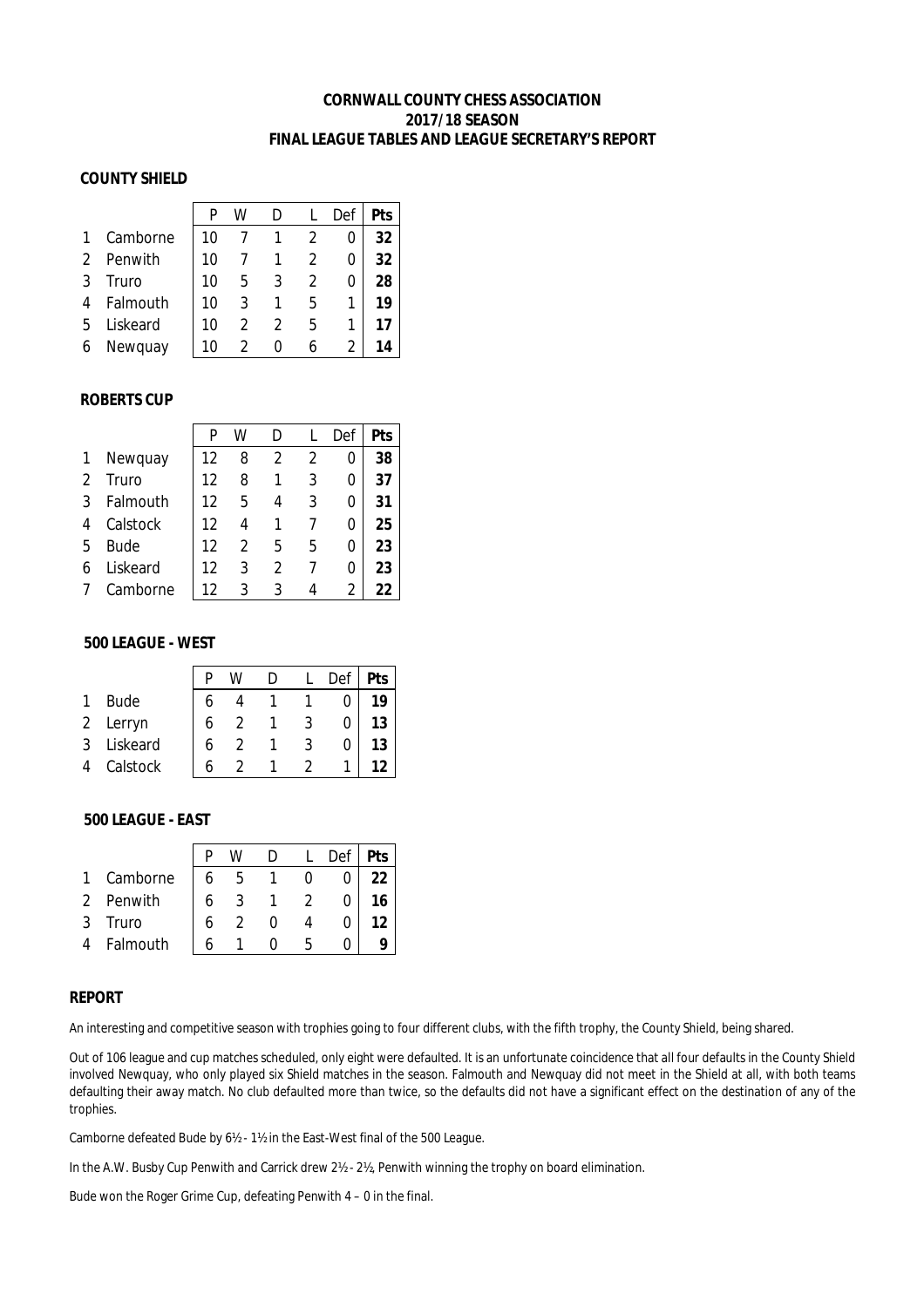**CORNWALL COUNTY CHESS ASSOCIATION**
**2017/18 SEASON**
**FINAL LEAGUE TABLES AND LEAGUE SECRETARY'S REPORT**

**COUNTY SHIELD**

| | | P | W | D | L | Def | Pts |
|---|---|---|---|---|---|---|---|
| 1 | Camborne | 10 | 7 | 1 | 2 | 0 | **32** |
| 2 | Penwith | 10 | 7 | 1 | 2 | 0 | **32** |
| 3 | Truro | 10 | 5 | 3 | 2 | 0 | **28** |
| 4 | Falmouth | 10 | 3 | 1 | 5 | 1 | **19** |
| 5 | Liskeard | 10 | 2 | 2 | 5 | 1 | **17** |
| 6 | Newquay | 10 | 2 | 0 | 6 | 2 | **14** |

**ROBERTS CUP**

| | | P | W | D | L | Def | Pts |
|---|---|---|---|---|---|---|---|
| 1 | Newquay | 12 | 8 | 2 | 2 | 0 | **38** |
| 2 | Truro | 12 | 8 | 1 | 3 | 0 | **37** |
| 3 | Falmouth | 12 | 5 | 4 | 3 | 0 | **31** |
| 4 | Calstock | 12 | 4 | 1 | 7 | 0 | **25** |
| 5 | Bude | 12 | 2 | 5 | 5 | 0 | **23** |
| 6 | Liskeard | 12 | 3 | 2 | 7 | 0 | **23** |
| 7 | Camborne | 12 | 3 | 3 | 4 | 2 | **22** |

**500 LEAGUE - WEST**

| | | P | W | D | L | Def | Pts |
|---|---|---|---|---|---|---|---|
| 1 | Bude | 6 | 4 | 1 | 1 | 0 | **19** |
| 2 | Lerryn | 6 | 2 | 1 | 3 | 0 | **13** |
| 3 | Liskeard | 6 | 2 | 1 | 3 | 0 | **13** |
| 4 | Calstock | 6 | 2 | 1 | 2 | 1 | **12** |

**500 LEAGUE - EAST**

| | | P | W | D | L | Def | Pts |
|---|---|---|---|---|---|---|---|
| 1 | Camborne | 6 | 5 | 1 | 0 | 0 | **22** |
| 2 | Penwith | 6 | 3 | 1 | 2 | 0 | **16** |
| 3 | Truro | 6 | 2 | 0 | 4 | 0 | **12** |
| 4 | Falmouth | 6 | 1 | 0 | 5 | 0 | **9** |

**REPORT**

An interesting and competitive season with trophies going to four different clubs, with the fifth trophy, the County Shield, being shared.

Out of 106 league and cup matches scheduled, only eight were defaulted. It is an unfortunate coincidence that all four defaults in the County Shield involved Newquay, who only played six Shield matches in the season. Falmouth and Newquay did not meet in the Shield at all, with both teams defaulting their away match. No club defaulted more than twice, so the defaults did not have a significant effect on the destination of any of the trophies.

Camborne defeated Bude by 6½ - 1½ in the East-West final of the 500 League.

In the A.W. Busby Cup Penwith and Carrick drew 2½ - 2½, Penwith winning the trophy on board elimination.

Bude won the Roger Grime Cup, defeating Penwith 4 – 0 in the final.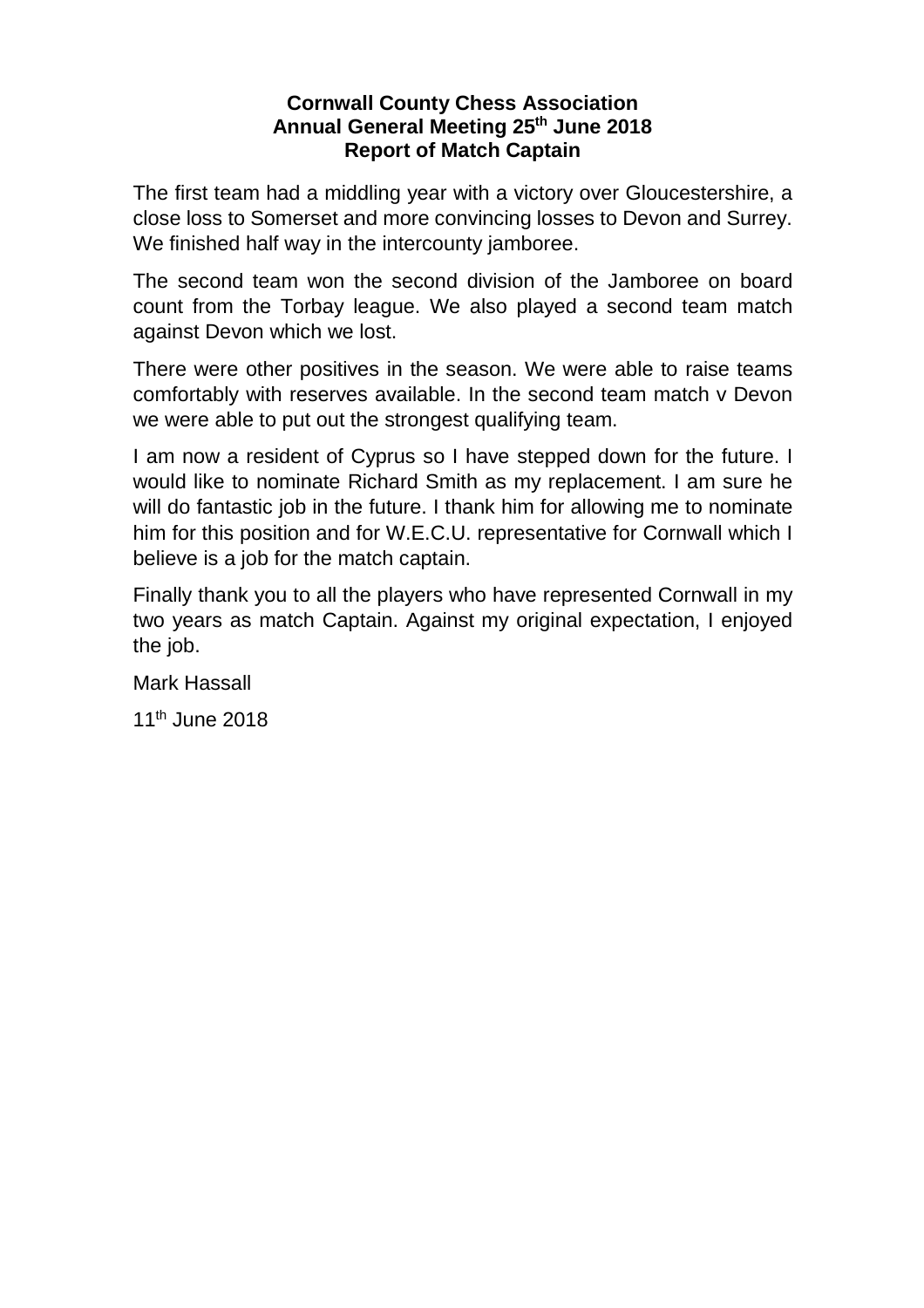**Cornwall County Chess Association**
**Annual General Meeting 25th June 2018**
**Report of Match Captain**

The first team had a middling year with a victory over Gloucestershire, a close loss to Somerset and more convincing losses to Devon and Surrey. We finished half way in the intercounty jamboree.

The second team won the second division of the Jamboree on board count from the Torbay league. We also played a second team match against Devon which we lost.

There were other positives in the season. We were able to raise teams comfortably with reserves available. In the second team match v Devon we were able to put out the strongest qualifying team.

I am now a resident of Cyprus so I have stepped down for the future. I would like to nominate Richard Smith as my replacement. I am sure he will do fantastic job in the future. I thank him for allowing me to nominate him for this position and for W.E.C.U. representative for Cornwall which I believe is a job for the match captain.

Finally thank you to all the players who have represented Cornwall in my two years as match Captain. Against my original expectation, I enjoyed the job.

Mark Hassall

11th June 2018